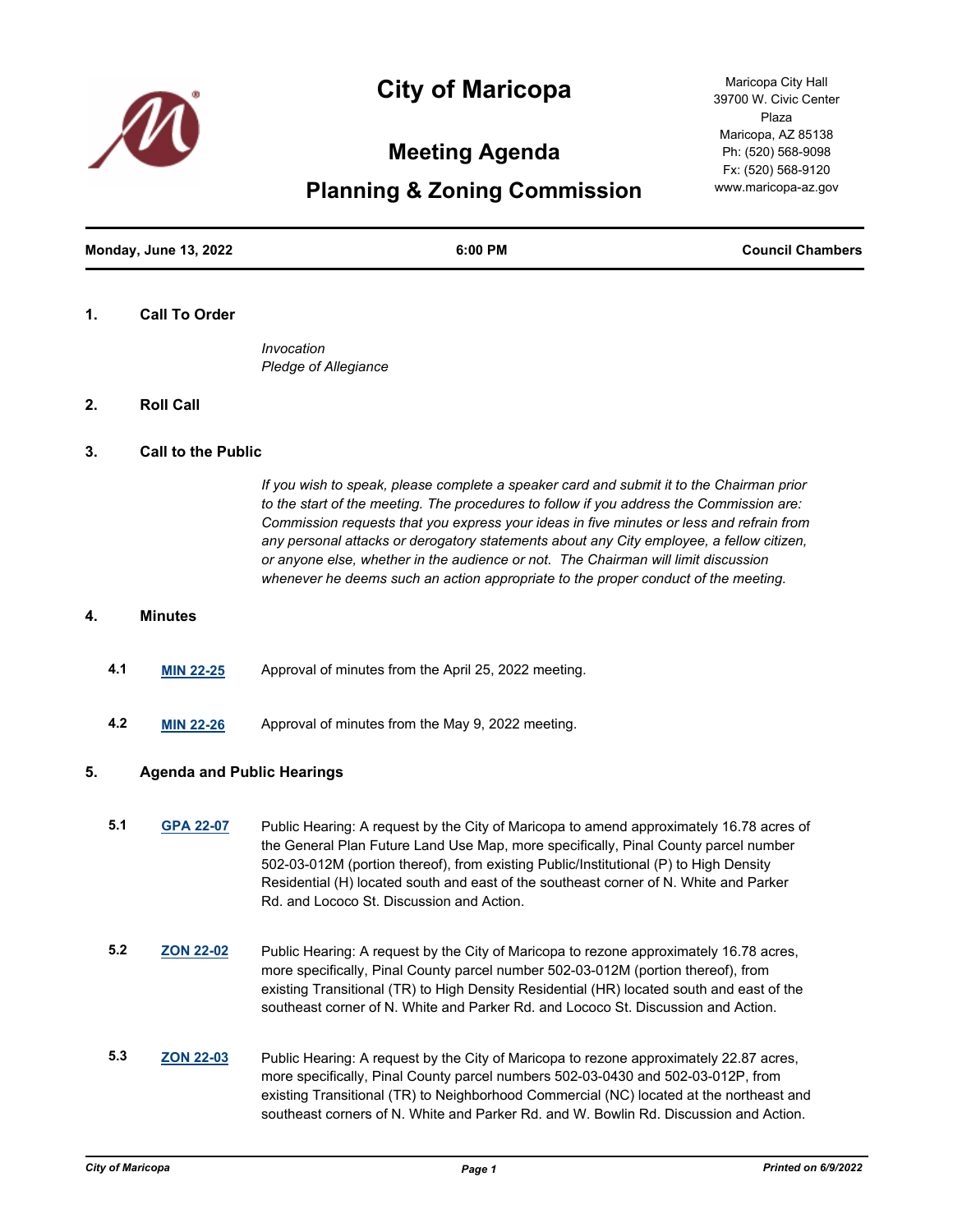# City of Maricopa

## Meeting Agenda

## Planning & Zoning Commission

Maricopa City Hall
39700 W. Civic Center Plaza
Maricopa, AZ 85138
Ph: (520) 568-9098
Fx: (520) 568-9120
www.maricopa-az.gov

**Monday, June 13, 2022** | **6:00 PM** | **Council Chambers**

### 1. Call To Order

*Invocation*
*Pledge of Allegiance*

### 2. Roll Call

### 3. Call to the Public

*If you wish to speak, please complete a speaker card and submit it to the Chairman prior to the start of the meeting. The procedures to follow if you address the Commission are: Commission requests that you express your ideas in five minutes or less and refrain from any personal attacks or derogatory statements about any City employee, a fellow citizen, or anyone else, whether in the audience or not. The Chairman will limit discussion whenever he deems such an action appropriate to the proper conduct of the meeting.*

### 4. Minutes

**4.1** **MIN 22-25** Approval of minutes from the April 25, 2022 meeting.

**4.2** **MIN 22-26** Approval of minutes from the May 9, 2022 meeting.

### 5. Agenda and Public Hearings

**5.1** **GPA 22-07** Public Hearing: A request by the City of Maricopa to amend approximately 16.78 acres of the General Plan Future Land Use Map, more specifically, Pinal County parcel number 502-03-012M (portion thereof), from existing Public/Institutional (P) to High Density Residential (H) located south and east of the southeast corner of N. White and Parker Rd. and Lococo St. Discussion and Action.

**5.2** **ZON 22-02** Public Hearing: A request by the City of Maricopa to rezone approximately 16.78 acres, more specifically, Pinal County parcel number 502-03-012M (portion thereof), from existing Transitional (TR) to High Density Residential (HR) located south and east of the southeast corner of N. White and Parker Rd. and Lococo St. Discussion and Action.

**5.3** **ZON 22-03** Public Hearing: A request by the City of Maricopa to rezone approximately 22.87 acres, more specifically, Pinal County parcel numbers 502-03-0430 and 502-03-012P, from existing Transitional (TR) to Neighborhood Commercial (NC) located at the northeast and southeast corners of N. White and Parker Rd. and W. Bowlin Rd. Discussion and Action.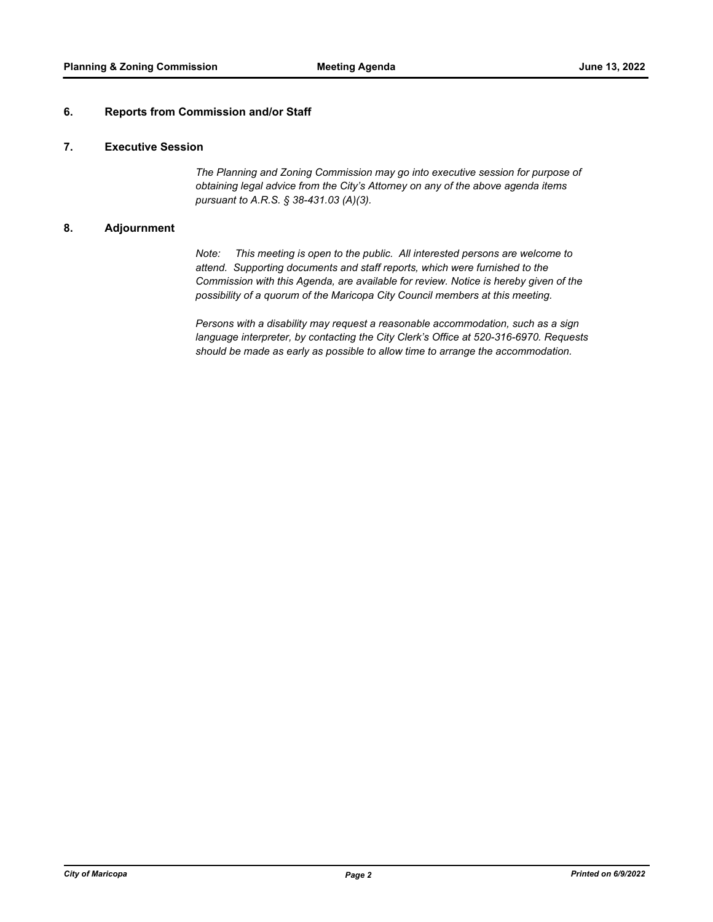## 6. Reports from Commission and/or Staff

## 7. Executive Session

*The Planning and Zoning Commission may go into executive session for purpose of obtaining legal advice from the City's Attorney on any of the above agenda items pursuant to A.R.S. § 38-431.03 (A)(3).*

## 8. Adjournment

*Note: This meeting is open to the public. All interested persons are welcome to attend. Supporting documents and staff reports, which were furnished to the Commission with this Agenda, are available for review. Notice is hereby given of the possibility of a quorum of the Maricopa City Council members at this meeting.*

*Persons with a disability may request a reasonable accommodation, such as a sign language interpreter, by contacting the City Clerk's Office at 520-316-6970. Requests should be made as early as possible to allow time to arrange the accommodation.*